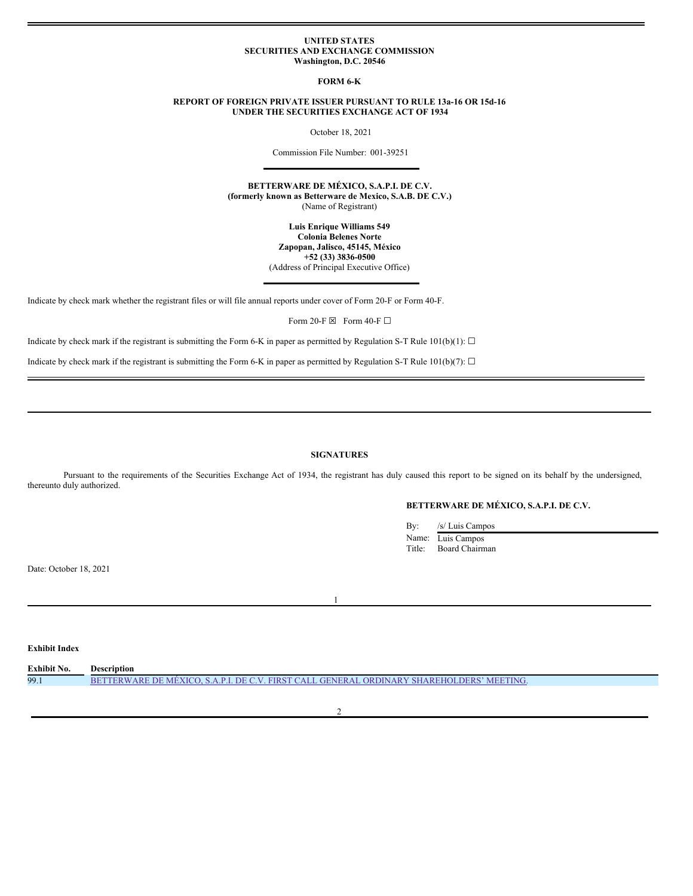**UNITED STATES**
**SECURITIES AND EXCHANGE COMMISSION**
**Washington, D.C. 20546**

**FORM 6-K**

**REPORT OF FOREIGN PRIVATE ISSUER PURSUANT TO RULE 13a-16 OR 15d-16**
**UNDER THE SECURITIES EXCHANGE ACT OF 1934**

October 18, 2021

Commission File Number: 001-39251

---

**BETTERWARE DE MÉXICO, S.A.P.I. DE C.V.**
**(formerly known as Betterware de Mexico, S.A.B. DE C.V.)**
(Name of Registrant)

**Luis Enrique Williams 549**
**Colonia Belenes Norte**
**Zapopan, Jalisco, 45145, México**
**+52 (33) 3836-0500**
(Address of Principal Executive Office)

---

Indicate by check mark whether the registrant files or will file annual reports under cover of Form 20-F or Form 40-F.

Form 20-F ☒ Form 40-F ☐

Indicate by check mark if the registrant is submitting the Form 6-K in paper as permitted by Regulation S-T Rule 101(b)(1): ☐

Indicate by check mark if the registrant is submitting the Form 6-K in paper as permitted by Regulation S-T Rule 101(b)(7): ☐

---

**SIGNATURES**

Pursuant to the requirements of the Securities Exchange Act of 1934, the registrant has duly caused this report to be signed on its behalf by the undersigned, thereunto duly authorized.

**BETTERWARE DE MÉXICO, S.A.P.I. DE C.V.**

By: /s/ Luis Campos
Name: Luis Campos
Title: Board Chairman

Date: October 18, 2021

---

**Exhibit Index**

| Exhibit No. | Description |
| --- | --- |
| 99.1 | BETTERWARE DE MÉXICO, S.A.P.I. DE C.V. FIRST CALL GENERAL ORDINARY SHAREHOLDERS' MEETING. |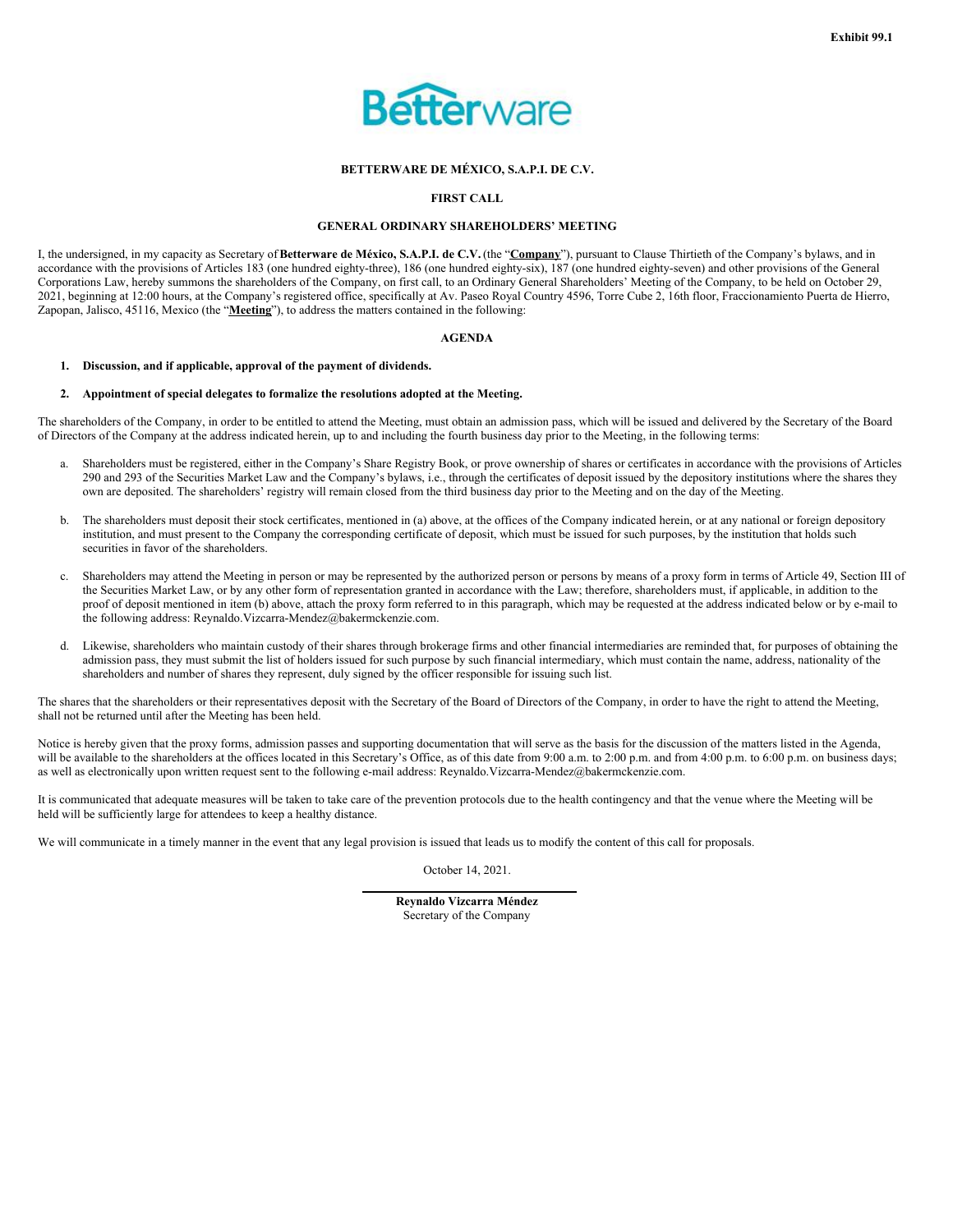Exhibit 99.1

Betterware

**BETTERWARE DE MÉXICO, S.A.P.I. DE C.V.**

**FIRST CALL**

**GENERAL ORDINARY SHAREHOLDERS' MEETING**

I, the undersigned, in my capacity as Secretary of **Betterware de México, S.A.P.I. de C.V.** (the "**Company**"), pursuant to Clause Thirtieth of the Company's bylaws, and in accordance with the provisions of Articles 183 (one hundred eighty-three), 186 (one hundred eighty-six), 187 (one hundred eighty-seven) and other provisions of the General Corporations Law, hereby summons the shareholders of the Company, on first call, to an Ordinary General Shareholders' Meeting of the Company, to be held on October 29, 2021, beginning at 12:00 hours, at the Company's registered office, specifically at Av. Paseo Royal Country 4596, Torre Cube 2, 16th floor, Fraccionamiento Puerta de Hierro, Zapopan, Jalisco, 45116, Mexico (the "**Meeting**"), to address the matters contained in the following:

**AGENDA**

1. **Discussion, and if applicable, approval of the payment of dividends.**
2. **Appointment of special delegates to formalize the resolutions adopted at the Meeting.**

The shareholders of the Company, in order to be entitled to attend the Meeting, must obtain an admission pass, which will be issued and delivered by the Secretary of the Board of Directors of the Company at the address indicated herein, up to and including the fourth business day prior to the Meeting, in the following terms:

a. Shareholders must be registered, either in the Company's Share Registry Book, or prove ownership of shares or certificates in accordance with the provisions of Articles 290 and 293 of the Securities Market Law and the Company's bylaws, i.e., through the certificates of deposit issued by the depository institutions where the shares they own are deposited. The shareholders' registry will remain closed from the third business day prior to the Meeting and on the day of the Meeting.

b. The shareholders must deposit their stock certificates, mentioned in (a) above, at the offices of the Company indicated herein, or at any national or foreign depository institution, and must present to the Company the corresponding certificate of deposit, which must be issued for such purposes, by the institution that holds such securities in favor of the shareholders.

c. Shareholders may attend the Meeting in person or may be represented by the authorized person or persons by means of a proxy form in terms of Article 49, Section III of the Securities Market Law, or by any other form of representation granted in accordance with the Law; therefore, shareholders must, if applicable, in addition to the proof of deposit mentioned in item (b) above, attach the proxy form referred to in this paragraph, which may be requested at the address indicated below or by e-mail to the following address: Reynaldo.Vizcarra-Mendez@bakermckenzie.com.

d. Likewise, shareholders who maintain custody of their shares through brokerage firms and other financial intermediaries are reminded that, for purposes of obtaining the admission pass, they must submit the list of holders issued for such purpose by such financial intermediary, which must contain the name, address, nationality of the shareholders and number of shares they represent, duly signed by the officer responsible for issuing such list.

The shares that the shareholders or their representatives deposit with the Secretary of the Board of Directors of the Company, in order to have the right to attend the Meeting, shall not be returned until after the Meeting has been held.

Notice is hereby given that the proxy forms, admission passes and supporting documentation that will serve as the basis for the discussion of the matters listed in the Agenda, will be available to the shareholders at the offices located in this Secretary's Office, as of this date from 9:00 a.m. to 2:00 p.m. and from 4:00 p.m. to 6:00 p.m. on business days; as well as electronically upon written request sent to the following e-mail address: Reynaldo.Vizcarra-Mendez@bakermckenzie.com.

It is communicated that adequate measures will be taken to take care of the prevention protocols due to the health contingency and that the venue where the Meeting will be held will be sufficiently large for attendees to keep a healthy distance.

We will communicate in a timely manner in the event that any legal provision is issued that leads us to modify the content of this call for proposals.

October 14, 2021.

**Reynaldo Vizcarra Méndez**
Secretary of the Company